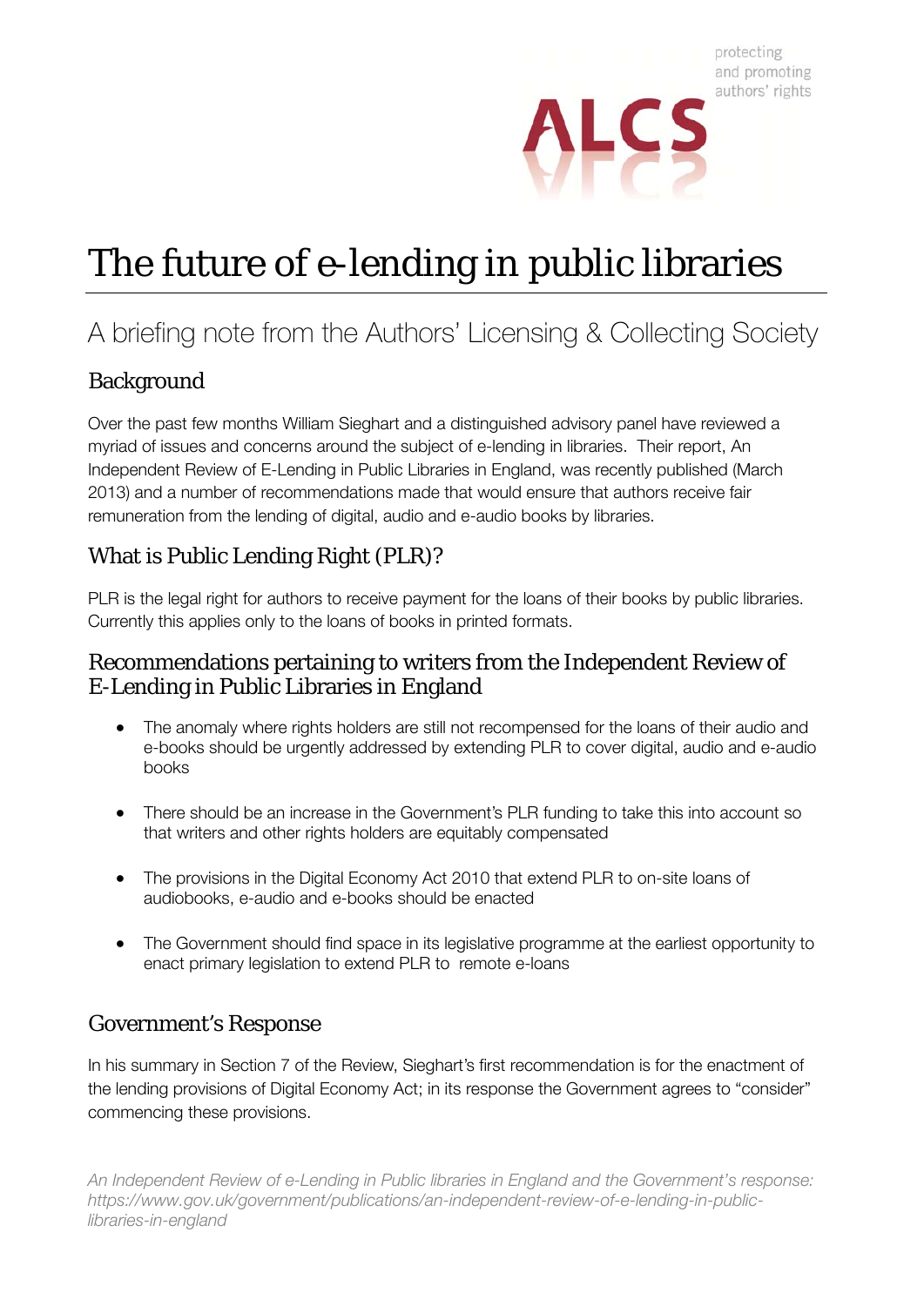protecting
and promoting
authors' rights

ALCS

# The future of e-lending in public libraries

## A briefing note from the Authors' Licensing & Collecting Society

### Background

Over the past few months William Sieghart and a distinguished advisory panel have reviewed a myriad of issues and concerns around the subject of e-lending in libraries. Their report, An Independent Review of E-Lending in Public Libraries in England, was recently published (March 2013) and a number of recommendations made that would ensure that authors receive fair remuneration from the lending of digital, audio and e-audio books by libraries.

### What is Public Lending Right (PLR)?

PLR is the legal right for authors to receive payment for the loans of their books by public libraries. Currently this applies only to the loans of books in printed formats.

### Recommendations pertaining to writers from the Independent Review of E-Lending in Public Libraries in England

- The anomaly where rights holders are still not recompensed for the loans of their audio and e-books should be urgently addressed by extending PLR to cover digital, audio and e-audio books
- There should be an increase in the Government's PLR funding to take this into account so that writers and other rights holders are equitably compensated
- The provisions in the Digital Economy Act 2010 that extend PLR to on-site loans of audiobooks, e-audio and e-books should be enacted
- The Government should find space in its legislative programme at the earliest opportunity to enact primary legislation to extend PLR to remote e-loans

### Government's Response

In his summary in Section 7 of the Review, Sieghart's first recommendation is for the enactment of the lending provisions of Digital Economy Act; in its response the Government agrees to "consider" commencing these provisions.

*An Independent Review of e-Lending in Public libraries in England and the Government's response: https://www.gov.uk/government/publications/an-independent-review-of-e-lending-in-public-libraries-in-england*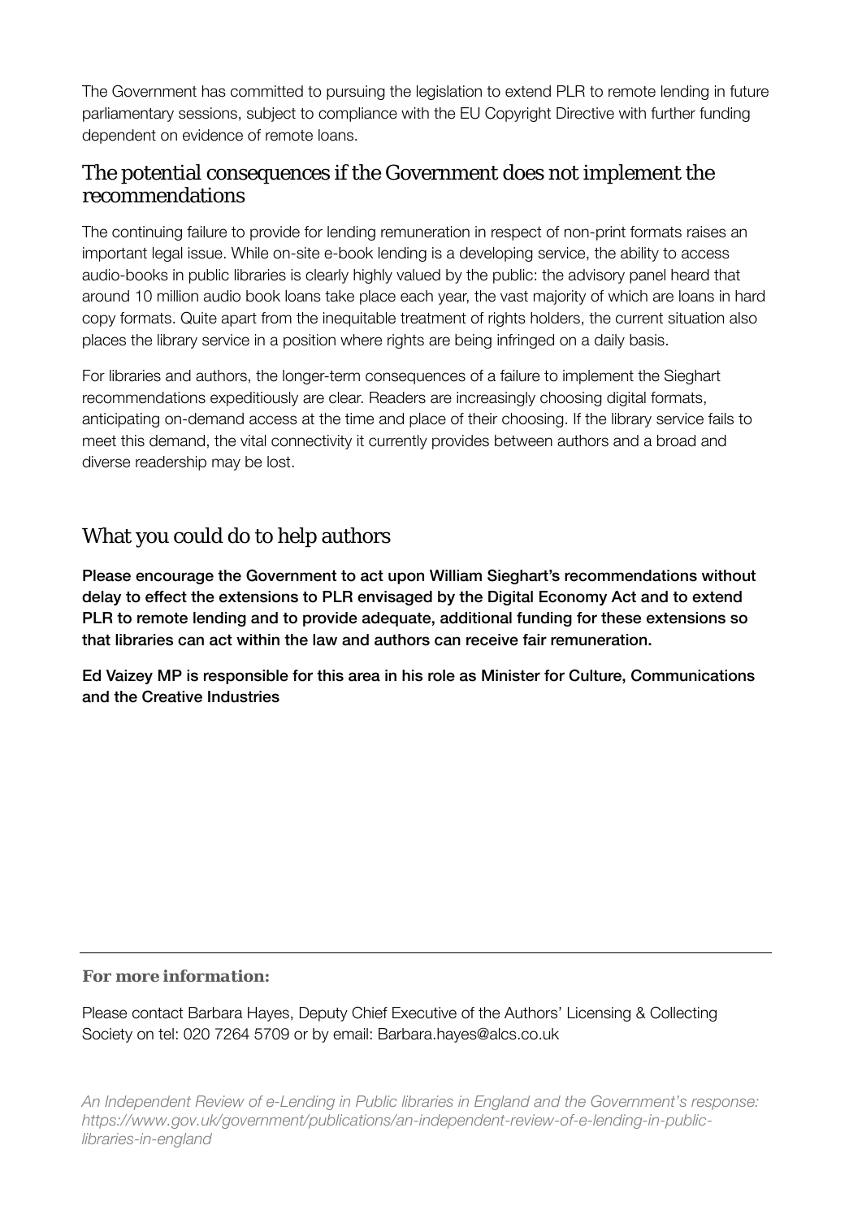The Government has committed to pursuing the legislation to extend PLR to remote lending in future parliamentary sessions, subject to compliance with the EU Copyright Directive with further funding dependent on evidence of remote loans.

## The potential consequences if the Government does not implement the recommendations

The continuing failure to provide for lending remuneration in respect of non-print formats raises an important legal issue. While on-site e-book lending is a developing service, the ability to access audio-books in public libraries is clearly highly valued by the public: the advisory panel heard that around 10 million audio book loans take place each year, the vast majority of which are loans in hard copy formats. Quite apart from the inequitable treatment of rights holders, the current situation also places the library service in a position where rights are being infringed on a daily basis.

For libraries and authors, the longer-term consequences of a failure to implement the Sieghart recommendations expeditiously are clear. Readers are increasingly choosing digital formats, anticipating on-demand access at the time and place of their choosing. If the library service fails to meet this demand, the vital connectivity it currently provides between authors and a broad and diverse readership may be lost.

## What you could do to help authors

**Please encourage the Government to act upon William Sieghart's recommendations without delay to effect the extensions to PLR envisaged by the Digital Economy Act and to extend PLR to remote lending and to provide adequate, additional funding for these extensions so that libraries can act within the law and authors can receive fair remuneration.**

**Ed Vaizey MP is responsible for this area in his role as Minister for Culture, Communications and the Creative Industries**

---

***For more information:***

Please contact Barbara Hayes, Deputy Chief Executive of the Authors' Licensing & Collecting Society on tel: 020 7264 5709 or by email: Barbara.hayes@alcs.co.uk

*An Independent Review of e-Lending in Public libraries in England and the Government's response: https://www.gov.uk/government/publications/an-independent-review-of-e-lending-in-public-libraries-in-england*